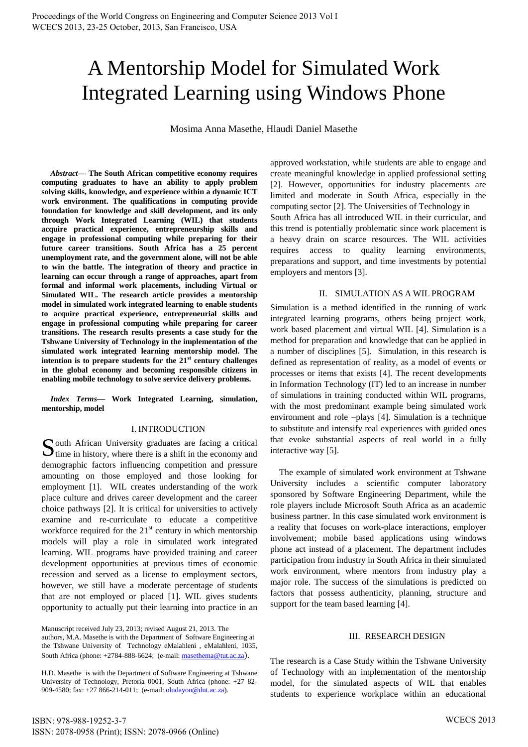# A Mentorship Model for Simulated Work Integrated Learning using Windows Phone

Mosima Anna Masethe, Hlaudi Daniel Masethe

***Abstract*— The South African competitive economy requires computing graduates to have an ability to apply problem solving skills, knowledge, and experience within a dynamic ICT work environment. The qualifications in computing provide foundation for knowledge and skill development, and its only through Work Integrated Learning (WIL) that students acquire practical experience, entrepreneurship skills and engage in professional computing while preparing for their future career transitions. South Africa has a 25 percent unemployment rate, and the government alone, will not be able to win the battle. The integration of theory and practice in learning can occur through a range of approaches, apart from formal and informal work placements, including Virtual or Simulated WIL. The research article provides a mentorship model in simulated work integrated learning to enable students to acquire practical experience, entrepreneurial skills and engage in professional computing while preparing for career transitions. The research results presents a case study for the Tshwane University of Technology in the implementation of the simulated work integrated learning mentorship model. The intention is to prepare students for the 21st century challenges in the global economy and becoming responsible citizens in enabling mobile technology to solve service delivery problems.**

***Index Terms*— Work Integrated Learning, simulation, mentorship, model**

## I. INTRODUCTION

South African University graduates are facing a critical time in history, where there is a shift in the economy and demographic factors influencing competition and pressure amounting on those employed and those looking for employment [1]. WIL creates understanding of the work place culture and drives career development and the career choice pathways [2]. It is critical for universities to actively examine and re-curriculate to educate a competitive workforce required for the 21st century in which mentorship models will play a role in simulated work integrated learning. WIL programs have provided training and career development opportunities at previous times of economic recession and served as a license to employment sectors, however, we still have a moderate percentage of students that are not employed or placed [1]. WIL gives students opportunity to actually put their learning into practice in an approved workstation, while students are able to engage and create meaningful knowledge in applied professional setting [2]. However, opportunities for industry placements are limited and moderate in South Africa, especially in the computing sector [2]. The Universities of Technology in South Africa has all introduced WIL in their curricular, and this trend is potentially problematic since work placement is a heavy drain on scarce resources. The WIL activities requires access to quality learning environments, preparations and support, and time investments by potential employers and mentors [3].

Manuscript received July 23, 2013; revised August 21, 2013. The authors, M.A. Masethe is with the Department of Software Engineering at the Tshwane University of Technology eMalahleni , eMalahleni, 1035, South Africa (phone: +2784-888-6624; (e-mail: masethema@tut.ac.za).

H.D. Masethe is with the Department of Software Engineering at Tshwane University of Technology, Pretoria 0001, South Africa (phone: +27 82-909-4580; fax: +27 866-214-011; (e-mail: oludayoo@dut.ac.za).

## II. SIMULATION AS A WIL PROGRAM

Simulation is a method identified in the running of work integrated learning programs, others being project work, work based placement and virtual WIL [4]. Simulation is a method for preparation and knowledge that can be applied in a number of disciplines [5]. Simulation, in this research is defined as representation of reality, as a model of events or processes or items that exists [4]. The recent developments in Information Technology (IT) led to an increase in number of simulations in training conducted within WIL programs, with the most predominant example being simulated work environment and role –plays [4]. Simulation is a technique to substitute and intensify real experiences with guided ones that evoke substantial aspects of real world in a fully interactive way [5].

The example of simulated work environment at Tshwane University includes a scientific computer laboratory sponsored by Software Engineering Department, while the role players include Microsoft South Africa as an academic business partner. In this case simulated work environment is a reality that focuses on work-place interactions, employer involvement; mobile based applications using windows phone act instead of a placement. The department includes participation from industry in South Africa in their simulated work environment, where mentors from industry play a major role. The success of the simulations is predicted on factors that possess authenticity, planning, structure and support for the team based learning [4].

## III. RESEARCH DESIGN

The research is a Case Study within the Tshwane University of Technology with an implementation of the mentorship model, for the simulated aspects of WIL that enables students to experience workplace within an educational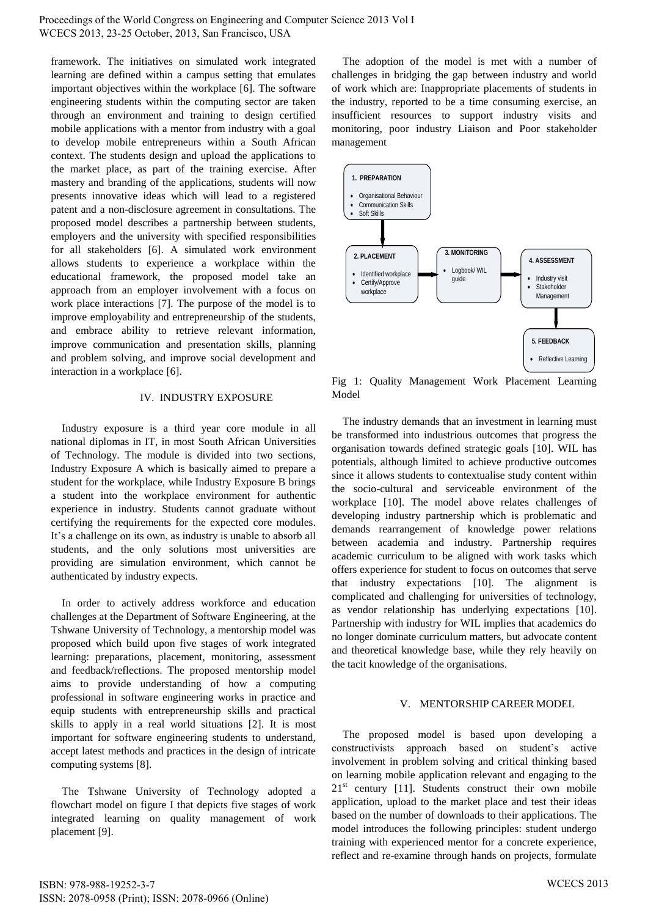framework. The initiatives on simulated work integrated learning are defined within a campus setting that emulates important objectives within the workplace [6]. The software engineering students within the computing sector are taken through an environment and training to design certified mobile applications with a mentor from industry with a goal to develop mobile entrepreneurs within a South African context. The students design and upload the applications to the market place, as part of the training exercise. After mastery and branding of the applications, students will now presents innovative ideas which will lead to a registered patent and a non-disclosure agreement in consultations. The proposed model describes a partnership between students, employers and the university with specified responsibilities for all stakeholders [6]. A simulated work environment allows students to experience a workplace within the educational framework, the proposed model take an approach from an employer involvement with a focus on work place interactions [7]. The purpose of the model is to improve employability and entrepreneurship of the students, and embrace ability to retrieve relevant information, improve communication and presentation skills, planning and problem solving, and improve social development and interaction in a workplace [6].

## IV. INDUSTRY EXPOSURE

Industry exposure is a third year core module in all national diplomas in IT, in most South African Universities of Technology. The module is divided into two sections, Industry Exposure A which is basically aimed to prepare a student for the workplace, while Industry Exposure B brings a student into the workplace environment for authentic experience in industry. Students cannot graduate without certifying the requirements for the expected core modules. It's a challenge on its own, as industry is unable to absorb all students, and the only solutions most universities are providing are simulation environment, which cannot be authenticated by industry expects.

In order to actively address workforce and education challenges at the Department of Software Engineering, at the Tshwane University of Technology, a mentorship model was proposed which build upon five stages of work integrated learning: preparations, placement, monitoring, assessment and feedback/reflections. The proposed mentorship model aims to provide understanding of how a computing professional in software engineering works in practice and equip students with entrepreneurship skills and practical skills to apply in a real world situations [2]. It is most important for software engineering students to understand, accept latest methods and practices in the design of intricate computing systems [8].

The Tshwane University of Technology adopted a flowchart model on figure I that depicts five stages of work integrated learning on quality management of work placement [9].

The adoption of the model is met with a number of challenges in bridging the gap between industry and world of work which are: Inappropriate placements of students in the industry, reported to be a time consuming exercise, an insufficient resources to support industry visits and monitoring, poor industry Liaison and Poor stakeholder management

**1. PREPARATION**
- Organisational Behaviour
- Communication Skills
- Soft Skills

**2. PLACEMENT**
- Identified workplace
- Certify/Approve workplace

**3. MONITORING**
- Logbook/ WIL guide

**4. ASSESSMENT**
- Industry visit
- Stakeholder Management

**5. FEEDBACK**
- Reflective Learning

Fig 1: Quality Management Work Placement Learning Model

The industry demands that an investment in learning must be transformed into industrious outcomes that progress the organisation towards defined strategic goals [10]. WIL has potentials, although limited to achieve productive outcomes since it allows students to contextualise study content within the socio-cultural and serviceable environment of the workplace [10]. The model above relates challenges of developing industry partnership which is problematic and demands rearrangement of knowledge power relations between academia and industry. Partnership requires academic curriculum to be aligned with work tasks which offers experience for student to focus on outcomes that serve that industry expectations [10]. The alignment is complicated and challenging for universities of technology, as vendor relationship has underlying expectations [10]. Partnership with industry for WIL implies that academics do no longer dominate curriculum matters, but advocate content and theoretical knowledge base, while they rely heavily on the tacit knowledge of the organisations.

## V. MENTORSHIP CAREER MODEL

The proposed model is based upon developing a constructivists approach based on student's active involvement in problem solving and critical thinking based on learning mobile application relevant and engaging to the 21st century [11]. Students construct their own mobile application, upload to the market place and test their ideas based on the number of downloads to their applications. The model introduces the following principles: student undergo training with experienced mentor for a concrete experience, reflect and re-examine through hands on projects, formulate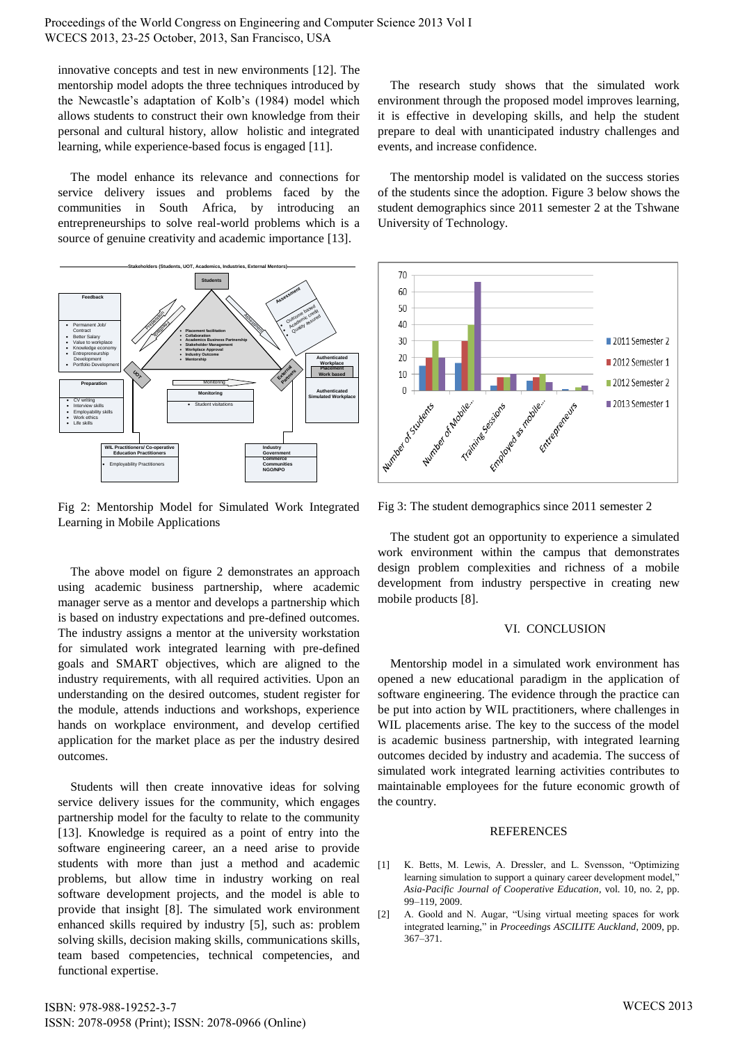innovative concepts and test in new environments [12]. The mentorship model adopts the three techniques introduced by the Newcastle's adaptation of Kolb's (1984) model which allows students to construct their own knowledge from their personal and cultural history, allow holistic and integrated learning, while experience-based focus is engaged [11].

The model enhance its relevance and connections for service delivery issues and problems faced by the communities in South Africa, by introducing an entrepreneurships to solve real-world problems which is a source of genuine creativity and academic importance [13].

Fig 2: Mentorship Model for Simulated Work Integrated Learning in Mobile Applications

The above model on figure 2 demonstrates an approach using academic business partnership, where academic manager serve as a mentor and develops a partnership which is based on industry expectations and pre-defined outcomes. The industry assigns a mentor at the university workstation for simulated work integrated learning with pre-defined goals and SMART objectives, which are aligned to the industry requirements, with all required activities. Upon an understanding on the desired outcomes, student register for the module, attends inductions and workshops, experience hands on workplace environment, and develop certified application for the market place as per the industry desired outcomes.

Students will then create innovative ideas for solving service delivery issues for the community, which engages partnership model for the faculty to relate to the community [13]. Knowledge is required as a point of entry into the software engineering career, an a need arise to provide students with more than just a method and academic problems, but allow time in industry working on real software development projects, and the model is able to provide that insight [8]. The simulated work environment enhanced skills required by industry [5], such as: problem solving skills, decision making skills, communications skills, team based competencies, technical competencies, and functional expertise.

The research study shows that the simulated work environment through the proposed model improves learning, it is effective in developing skills, and help the student prepare to deal with unanticipated industry challenges and events, and increase confidence.

The mentorship model is validated on the success stories of the students since the adoption. Figure 3 below shows the student demographics since 2011 semester 2 at the Tshwane University of Technology.

Fig 3: The student demographics since 2011 semester 2

The student got an opportunity to experience a simulated work environment within the campus that demonstrates design problem complexities and richness of a mobile development from industry perspective in creating new mobile products [8].

## VI. CONCLUSION

Mentorship model in a simulated work environment has opened a new educational paradigm in the application of software engineering. The evidence through the practice can be put into action by WIL practitioners, where challenges in WIL placements arise. The key to the success of the model is academic business partnership, with integrated learning outcomes decided by industry and academia. The success of simulated work integrated learning activities contributes to maintainable employees for the future economic growth of the country.

## REFERENCES

[1] K. Betts, M. Lewis, A. Dressler, and L. Svensson, "Optimizing learning simulation to support a quinary career development model," *Asia-Pacific Journal of Cooperative Education*, vol. 10, no. 2, pp. 99–119, 2009.

[2] A. Goold and N. Augar, "Using virtual meeting spaces for work integrated learning," in *Proceedings ASCILITE Auckland*, 2009, pp. 367–371.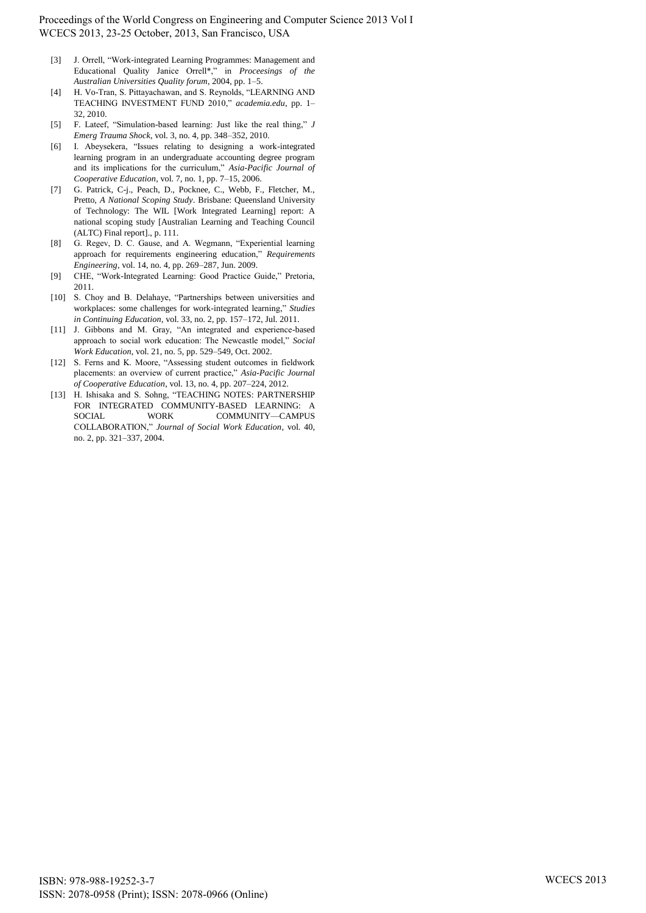[3] J. Orrell, "Work-integrated Learning Programmes: Management and Educational Quality Janice Orrell*," in *Proceesings of the Australian Universities Quality forum*, 2004, pp. 1–5.

[4] H. Vo-Tran, S. Pittayachawan, and S. Reynolds, "LEARNING AND TEACHING INVESTMENT FUND 2010," *academia.edu*, pp. 1–32, 2010.

[5] F. Lateef, "Simulation-based learning: Just like the real thing," *J Emerg Trauma Shock*, vol. 3, no. 4, pp. 348–352, 2010.

[6] I. Abeysekera, "Issues relating to designing a work-integrated learning program in an undergraduate accounting degree program and its implications for the curriculum," *Asia-Pacific Journal of Cooperative Education*, vol. 7, no. 1, pp. 7–15, 2006.

[7] G. Patrick, C-j., Peach, D., Pocknee, C., Webb, F., Fletcher, M., Pretto, *A National Scoping Study*. Brisbane: Queensland University of Technology: The WIL [Work Integrated Learning] report: A national scoping study [Australian Learning and Teaching Council (ALTC) Final report]., p. 111.

[8] G. Regev, D. C. Gause, and A. Wegmann, "Experiential learning approach for requirements engineering education," *Requirements Engineering*, vol. 14, no. 4, pp. 269–287, Jun. 2009.

[9] CHE, "Work-Integrated Learning: Good Practice Guide," Pretoria, 2011.

[10] S. Choy and B. Delahaye, "Partnerships between universities and workplaces: some challenges for work-integrated learning," *Studies in Continuing Education*, vol. 33, no. 2, pp. 157–172, Jul. 2011.

[11] J. Gibbons and M. Gray, "An integrated and experience-based approach to social work education: The Newcastle model," *Social Work Education*, vol. 21, no. 5, pp. 529–549, Oct. 2002.

[12] S. Ferns and K. Moore, "Assessing student outcomes in fieldwork placements: an overview of current practice," *Asia-Pacific Journal of Cooperative Education*, vol. 13, no. 4, pp. 207–224, 2012.

[13] H. Ishisaka and S. Sohng, "TEACHING NOTES: PARTNERSHIP FOR INTEGRATED COMMUNITY-BASED LEARNING: A SOCIAL WORK COMMUNITY—CAMPUS COLLABORATION," *Journal of Social Work Education*, vol. 40, no. 2, pp. 321–337, 2004.